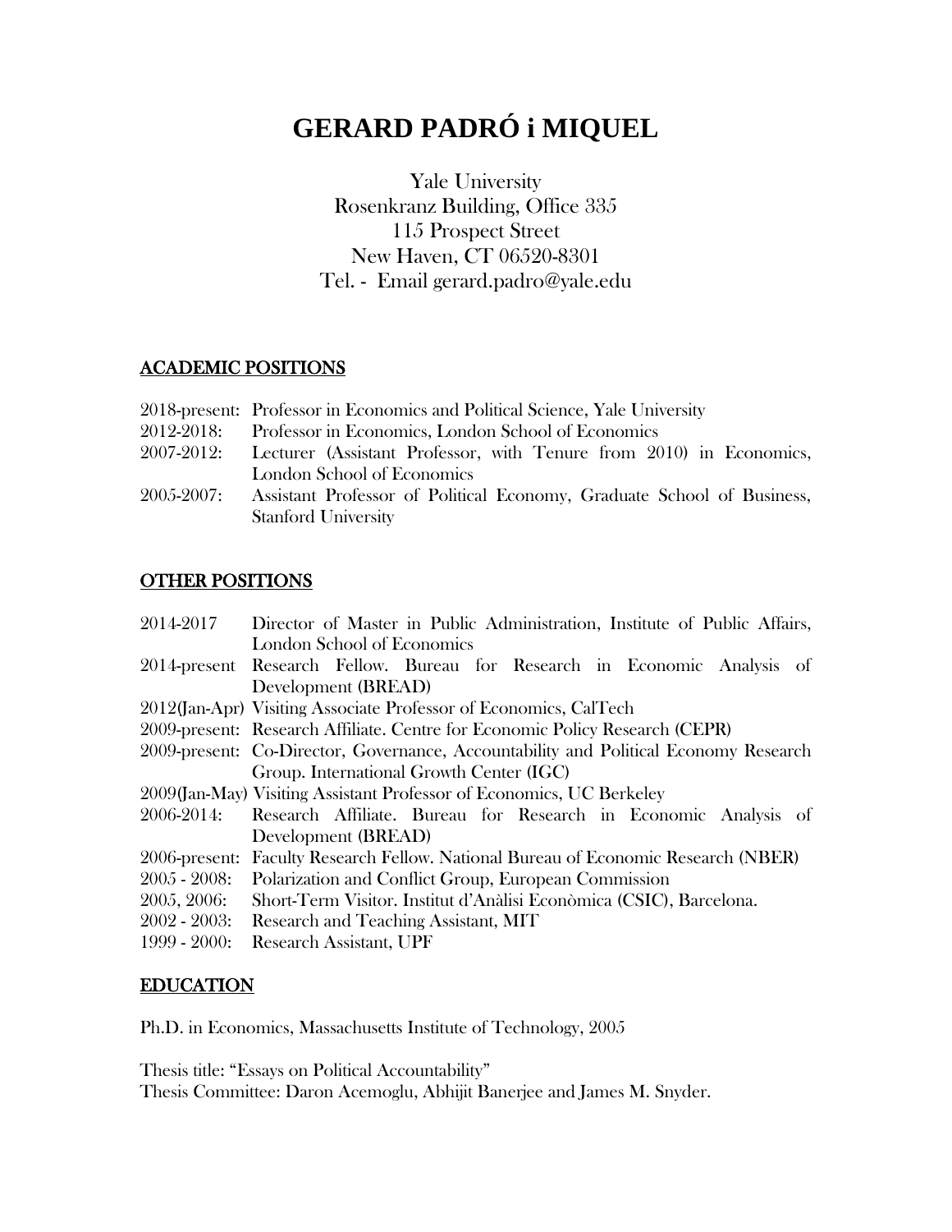# GERARD PADRÓ i MIQUEL

Yale University
Rosenkranz Building, Office 335
115 Prospect Street
New Haven, CT 06520-8301
Tel. - Email gerard.padro@yale.edu

## ACADEMIC POSITIONS

2018-present: Professor in Economics and Political Science, Yale University
2012-2018: Professor in Economics, London School of Economics
2007-2012: Lecturer (Assistant Professor, with Tenure from 2010) in Economics, London School of Economics
2005-2007: Assistant Professor of Political Economy, Graduate School of Business, Stanford University

## OTHER POSITIONS

2014-2017 Director of Master in Public Administration, Institute of Public Affairs, London School of Economics
2014-present Research Fellow. Bureau for Research in Economic Analysis of Development (BREAD)
2012(Jan-Apr) Visiting Associate Professor of Economics, CalTech
2009-present: Research Affiliate. Centre for Economic Policy Research (CEPR)
2009-present: Co-Director, Governance, Accountability and Political Economy Research Group. International Growth Center (IGC)
2009(Jan-May) Visiting Assistant Professor of Economics, UC Berkeley
2006-2014: Research Affiliate. Bureau for Research in Economic Analysis of Development (BREAD)
2006-present: Faculty Research Fellow. National Bureau of Economic Research (NBER)
2005 - 2008: Polarization and Conflict Group, European Commission
2005, 2006: Short-Term Visitor. Institut d'Anàlisi Econòmica (CSIC), Barcelona.
2002 - 2003: Research and Teaching Assistant, MIT
1999 - 2000: Research Assistant, UPF

## EDUCATION

Ph.D. in Economics, Massachusetts Institute of Technology, 2005

Thesis title: "Essays on Political Accountability"
Thesis Committee: Daron Acemoglu, Abhijit Banerjee and James M. Snyder.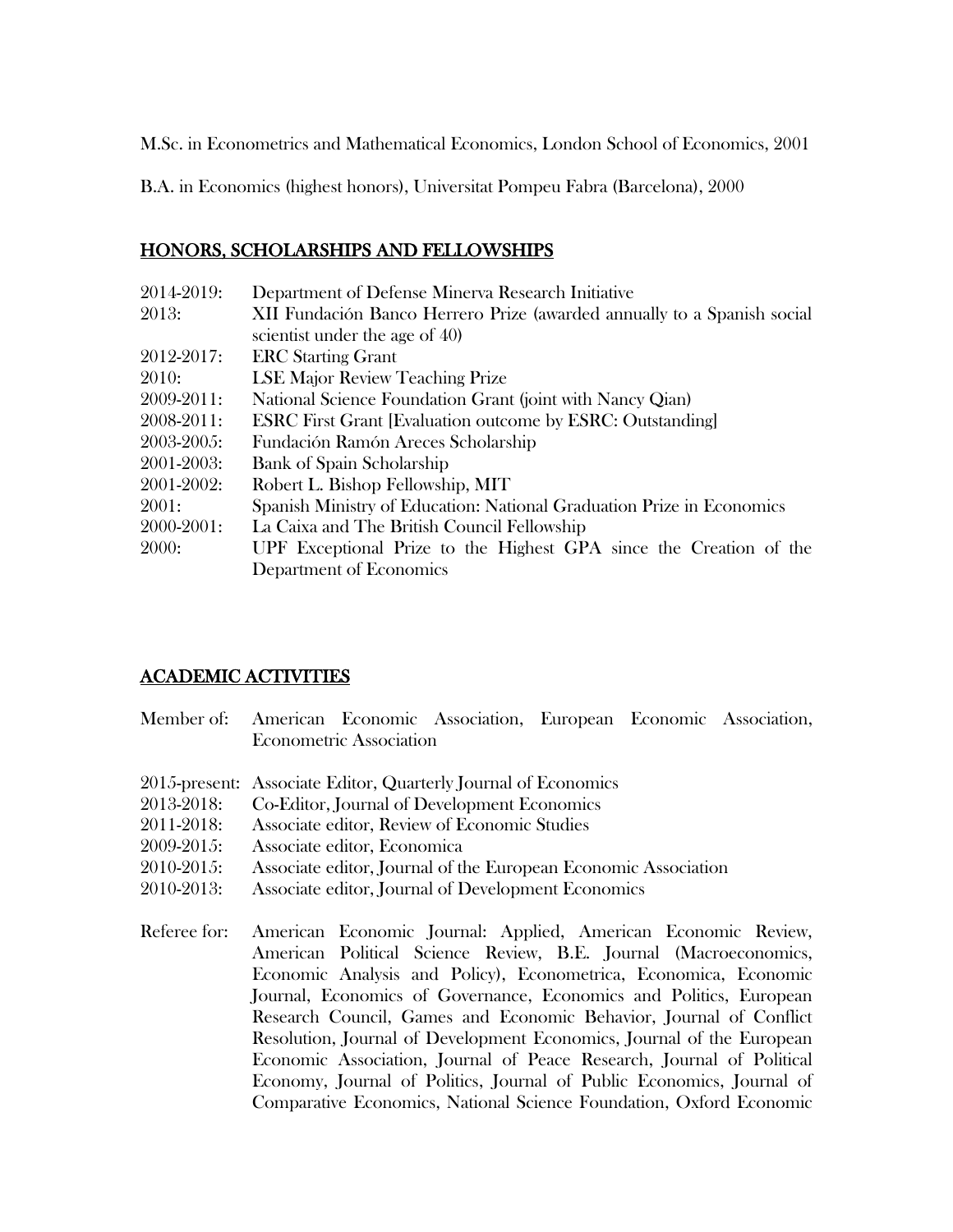M.Sc. in Econometrics and Mathematical Economics, London School of Economics, 2001

B.A. in Economics (highest honors), Universitat Pompeu Fabra (Barcelona), 2000

## HONORS, SCHOLARSHIPS AND FELLOWSHIPS

| | |
|---|---|
| 2014-2019: | Department of Defense Minerva Research Initiative |
| 2013: | XII Fundación Banco Herrero Prize (awarded annually to a Spanish social scientist under the age of 40) |
| 2012-2017: | ERC Starting Grant |
| 2010: | LSE Major Review Teaching Prize |
| 2009-2011: | National Science Foundation Grant (joint with Nancy Qian) |
| 2008-2011: | ESRC First Grant [Evaluation outcome by ESRC: Outstanding] |
| 2003-2005: | Fundación Ramón Areces Scholarship |
| 2001-2003: | Bank of Spain Scholarship |
| 2001-2002: | Robert L. Bishop Fellowship, MIT |
| 2001: | Spanish Ministry of Education: National Graduation Prize in Economics |
| 2000-2001: | La Caixa and The British Council Fellowship |
| 2000: | UPF Exceptional Prize to the Highest GPA since the Creation of the Department of Economics |

## ACADEMIC ACTIVITIES

Member of: American Economic Association, European Economic Association, Econometric Association

| | |
|---|---|
| 2015-present: | Associate Editor, Quarterly Journal of Economics |
| 2013-2018: | Co-Editor, Journal of Development Economics |
| 2011-2018: | Associate editor, Review of Economic Studies |
| 2009-2015: | Associate editor, Economica |
| 2010-2015: | Associate editor, Journal of the European Economic Association |
| 2010-2013: | Associate editor, Journal of Development Economics |

Referee for: American Economic Journal: Applied, American Economic Review, American Political Science Review, B.E. Journal (Macroeconomics, Economic Analysis and Policy), Econometrica, Economica, Economic Journal, Economics of Governance, Economics and Politics, European Research Council, Games and Economic Behavior, Journal of Conflict Resolution, Journal of Development Economics, Journal of the European Economic Association, Journal of Peace Research, Journal of Political Economy, Journal of Politics, Journal of Public Economics, Journal of Comparative Economics, National Science Foundation, Oxford Economic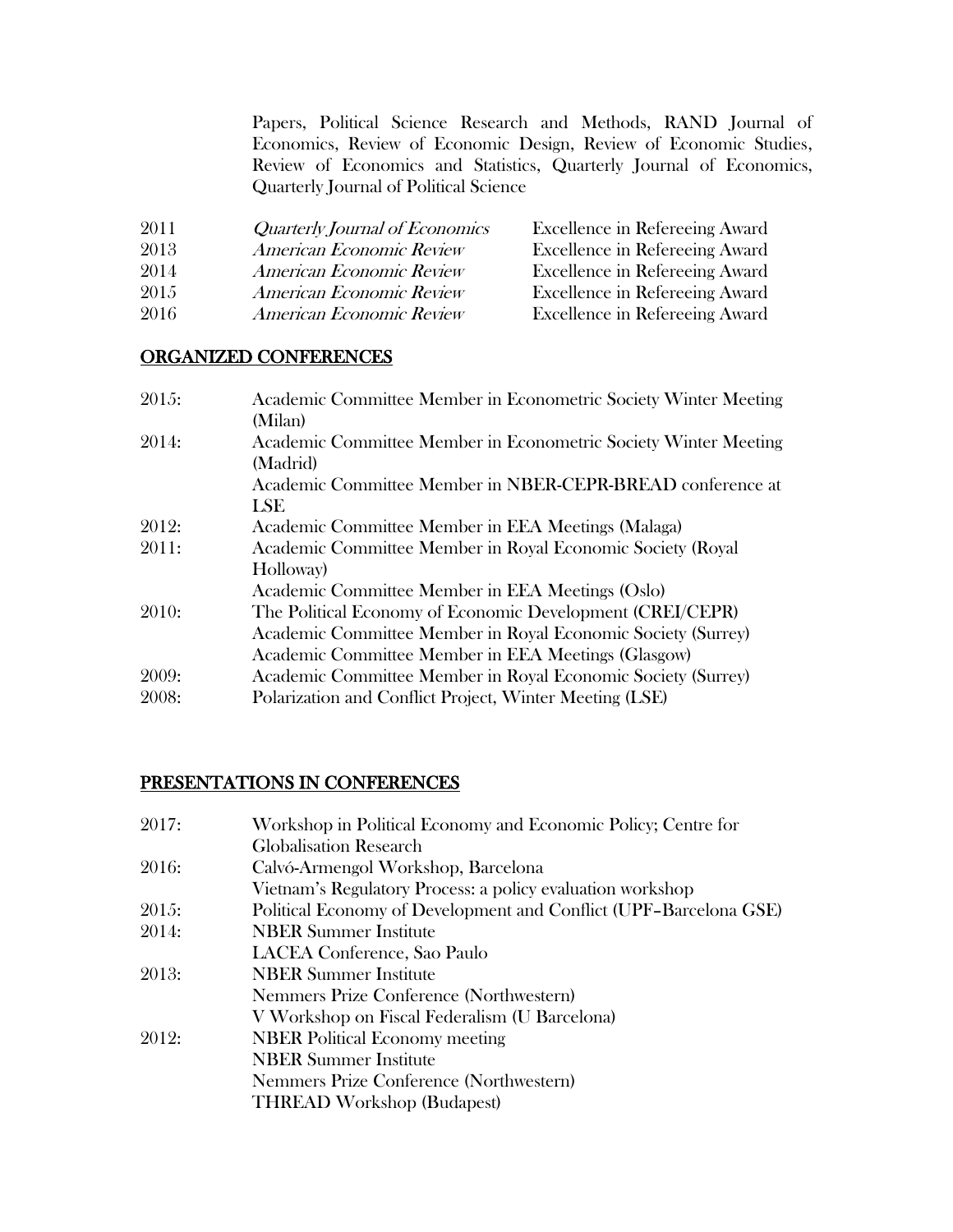Papers, Political Science Research and Methods, RAND Journal of Economics, Review of Economic Design, Review of Economic Studies, Review of Economics and Statistics, Quarterly Journal of Economics, Quarterly Journal of Political Science

| | | |
|---|---|---|
| 2011 | *Quarterly Journal of Economics* | Excellence in Refereeing Award |
| 2013 | *American Economic Review* | Excellence in Refereeing Award |
| 2014 | *American Economic Review* | Excellence in Refereeing Award |
| 2015 | *American Economic Review* | Excellence in Refereeing Award |
| 2016 | *American Economic Review* | Excellence in Refereeing Award |

## ORGANIZED CONFERENCES

2015: Academic Committee Member in Econometric Society Winter Meeting (Milan)

2014: Academic Committee Member in Econometric Society Winter Meeting (Madrid)
Academic Committee Member in NBER-CEPR-BREAD conference at LSE

2012: Academic Committee Member in EEA Meetings (Malaga)

2011: Academic Committee Member in Royal Economic Society (Royal Holloway)
Academic Committee Member in EEA Meetings (Oslo)

2010: The Political Economy of Economic Development (CREI/CEPR)
Academic Committee Member in Royal Economic Society (Surrey)
Academic Committee Member in EEA Meetings (Glasgow)

2009: Academic Committee Member in Royal Economic Society (Surrey)

2008: Polarization and Conflict Project, Winter Meeting (LSE)

## PRESENTATIONS IN CONFERENCES

2017: Workshop in Political Economy and Economic Policy; Centre for Globalisation Research

2016: Calvó-Armengol Workshop, Barcelona
Vietnam's Regulatory Process: a policy evaluation workshop

2015: Political Economy of Development and Conflict (UPF–Barcelona GSE)

2014: NBER Summer Institute
LACEA Conference, Sao Paulo

2013: NBER Summer Institute
Nemmers Prize Conference (Northwestern)
V Workshop on Fiscal Federalism (U Barcelona)

2012: NBER Political Economy meeting
NBER Summer Institute
Nemmers Prize Conference (Northwestern)
THREAD Workshop (Budapest)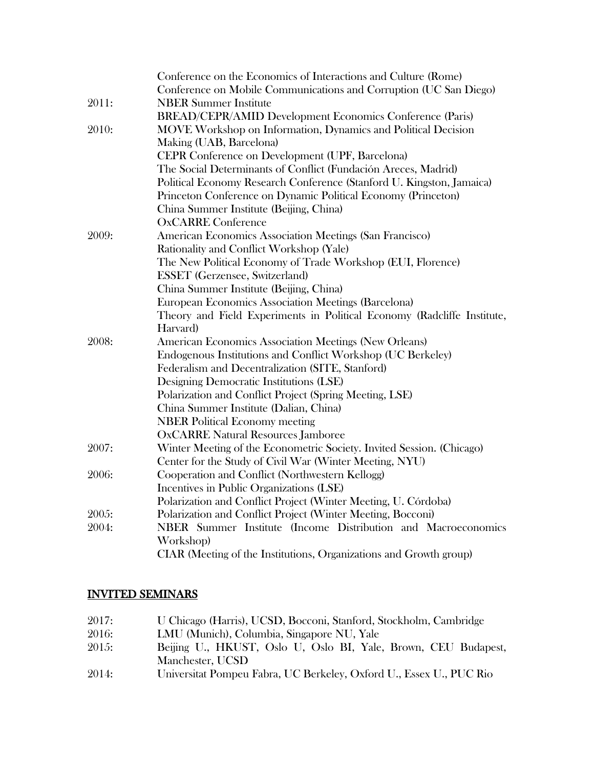| | |
|---|---|
| | Conference on the Economics of Interactions and Culture (Rome) |
| | Conference on Mobile Communications and Corruption (UC San Diego) |
| 2011: | NBER Summer Institute |
| | BREAD/CEPR/AMID Development Economics Conference (Paris) |
| 2010: | MOVE Workshop on Information, Dynamics and Political Decision Making (UAB, Barcelona) |
| | CEPR Conference on Development (UPF, Barcelona) |
| | The Social Determinants of Conflict (Fundación Areces, Madrid) |
| | Political Economy Research Conference (Stanford U. Kingston, Jamaica) |
| | Princeton Conference on Dynamic Political Economy (Princeton) |
| | China Summer Institute (Beijing, China) |
| | OxCARRE Conference |
| 2009: | American Economics Association Meetings (San Francisco) |
| | Rationality and Conflict Workshop (Yale) |
| | The New Political Economy of Trade Workshop (EUI, Florence) |
| | ESSET (Gerzensee, Switzerland) |
| | China Summer Institute (Beijing, China) |
| | European Economics Association Meetings (Barcelona) |
| | Theory and Field Experiments in Political Economy (Radcliffe Institute, Harvard) |
| 2008: | American Economics Association Meetings (New Orleans) |
| | Endogenous Institutions and Conflict Workshop (UC Berkeley) |
| | Federalism and Decentralization (SITE, Stanford) |
| | Designing Democratic Institutions (LSE) |
| | Polarization and Conflict Project (Spring Meeting, LSE) |
| | China Summer Institute (Dalian, China) |
| | NBER Political Economy meeting |
| | OxCARRE Natural Resources Jamboree |
| 2007: | Winter Meeting of the Econometric Society. Invited Session. (Chicago) |
| | Center for the Study of Civil War (Winter Meeting, NYU) |
| 2006: | Cooperation and Conflict (Northwestern Kellogg) |
| | Incentives in Public Organizations (LSE) |
| | Polarization and Conflict Project (Winter Meeting, U. Córdoba) |
| 2005: | Polarization and Conflict Project (Winter Meeting, Bocconi) |
| 2004: | NBER Summer Institute (Income Distribution and Macroeconomics Workshop) |
| | CIAR (Meeting of the Institutions, Organizations and Growth group) |

## INVITED SEMINARS

| | |
|---|---|
| 2017: | U Chicago (Harris), UCSD, Bocconi, Stanford, Stockholm, Cambridge |
| 2016: | LMU (Munich), Columbia, Singapore NU, Yale |
| 2015: | Beijing U., HKUST, Oslo U, Oslo BI, Yale, Brown, CEU Budapest, Manchester, UCSD |
| 2014: | Universitat Pompeu Fabra, UC Berkeley, Oxford U., Essex U., PUC Rio |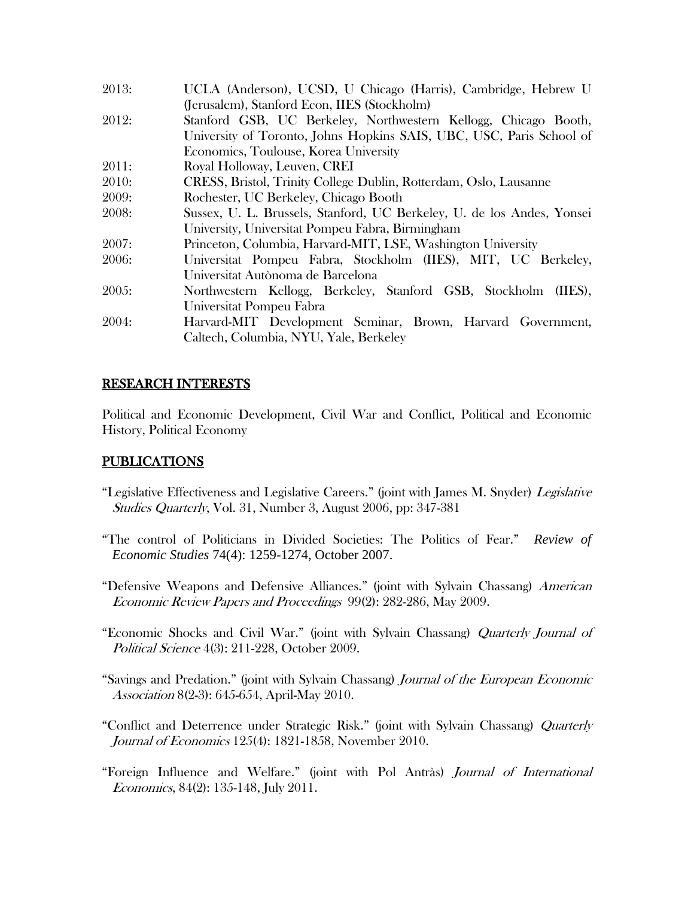2013: UCLA (Anderson), UCSD, U Chicago (Harris), Cambridge, Hebrew U (Jerusalem), Stanford Econ, IIES (Stockholm)

2012: Stanford GSB, UC Berkeley, Northwestern Kellogg, Chicago Booth, University of Toronto, Johns Hopkins SAIS, UBC, USC, Paris School of Economics, Toulouse, Korea University

2011: Royal Holloway, Leuven, CREI

2010: CRESS, Bristol, Trinity College Dublin, Rotterdam, Oslo, Lausanne

2009: Rochester, UC Berkeley, Chicago Booth

2008: Sussex, U. L. Brussels, Stanford, UC Berkeley, U. de los Andes, Yonsei University, Universitat Pompeu Fabra, Birmingham

2007: Princeton, Columbia, Harvard-MIT, LSE, Washington University

2006: Universitat Pompeu Fabra, Stockholm (IIES), MIT, UC Berkeley, Universitat Autònoma de Barcelona

2005: Northwestern Kellogg, Berkeley, Stanford GSB, Stockholm (IIES), Universitat Pompeu Fabra

2004: Harvard-MIT Development Seminar, Brown, Harvard Government, Caltech, Columbia, NYU, Yale, Berkeley

## RESEARCH INTERESTS

Political and Economic Development, Civil War and Conflict, Political and Economic History, Political Economy

## PUBLICATIONS

"Legislative Effectiveness and Legislative Careers." (joint with James M. Snyder) *Legislative Studies Quarterly*, Vol. 31, Number 3, August 2006, pp: 347-381

"The control of Politicians in Divided Societies: The Politics of Fear." *Review of Economic Studies* 74(4): 1259-1274, October 2007.

"Defensive Weapons and Defensive Alliances." (joint with Sylvain Chassang) *American Economic Review Papers and Proceedings* 99(2): 282-286, May 2009.

"Economic Shocks and Civil War." (joint with Sylvain Chassang) *Quarterly Journal of Political Science* 4(3): 211-228, October 2009.

"Savings and Predation." (joint with Sylvain Chassang) *Journal of the European Economic Association* 8(2-3): 645-654, April-May 2010.

"Conflict and Deterrence under Strategic Risk." (joint with Sylvain Chassang) *Quarterly Journal of Economics* 125(4): 1821-1858, November 2010.

"Foreign Influence and Welfare." (joint with Pol Antràs) *Journal of International Economics*, 84(2): 135-148, July 2011.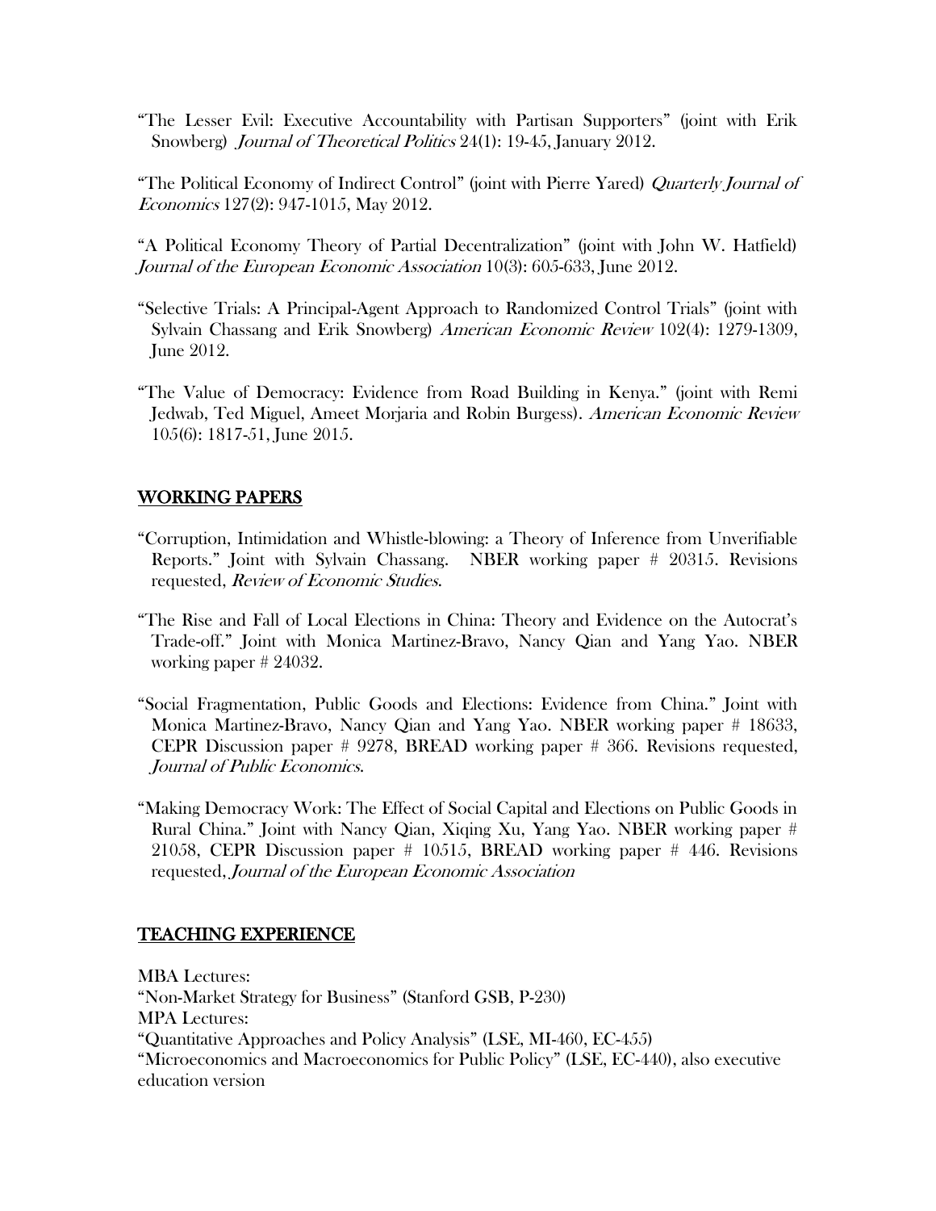"The Lesser Evil: Executive Accountability with Partisan Supporters" (joint with Erik Snowberg) *Journal of Theoretical Politics* 24(1): 19-45, January 2012.

"The Political Economy of Indirect Control" (joint with Pierre Yared) *Quarterly Journal of Economics* 127(2): 947-1015, May 2012.

"A Political Economy Theory of Partial Decentralization" (joint with John W. Hatfield) *Journal of the European Economic Association* 10(3): 605-633, June 2012.

"Selective Trials: A Principal-Agent Approach to Randomized Control Trials" (joint with Sylvain Chassang and Erik Snowberg) *American Economic Review* 102(4): 1279-1309, June 2012.

"The Value of Democracy: Evidence from Road Building in Kenya." (joint with Remi Jedwab, Ted Miguel, Ameet Morjaria and Robin Burgess). *American Economic Review* 105(6): 1817-51, June 2015.

## WORKING PAPERS

"Corruption, Intimidation and Whistle-blowing: a Theory of Inference from Unverifiable Reports." Joint with Sylvain Chassang. NBER working paper # 20315. Revisions requested, *Review of Economic Studies*.

"The Rise and Fall of Local Elections in China: Theory and Evidence on the Autocrat's Trade-off." Joint with Monica Martinez-Bravo, Nancy Qian and Yang Yao. NBER working paper # 24032.

"Social Fragmentation, Public Goods and Elections: Evidence from China." Joint with Monica Martinez-Bravo, Nancy Qian and Yang Yao. NBER working paper # 18633, CEPR Discussion paper # 9278, BREAD working paper # 366. Revisions requested, *Journal of Public Economics*.

"Making Democracy Work: The Effect of Social Capital and Elections on Public Goods in Rural China." Joint with Nancy Qian, Xiqing Xu, Yang Yao. NBER working paper # 21058, CEPR Discussion paper # 10515, BREAD working paper # 446. Revisions requested, *Journal of the European Economic Association*

## TEACHING EXPERIENCE

MBA Lectures:
"Non-Market Strategy for Business" (Stanford GSB, P-230)
MPA Lectures:
"Quantitative Approaches and Policy Analysis" (LSE, MI-460, EC-455)
"Microeconomics and Macroeconomics for Public Policy" (LSE, EC-440), also executive education version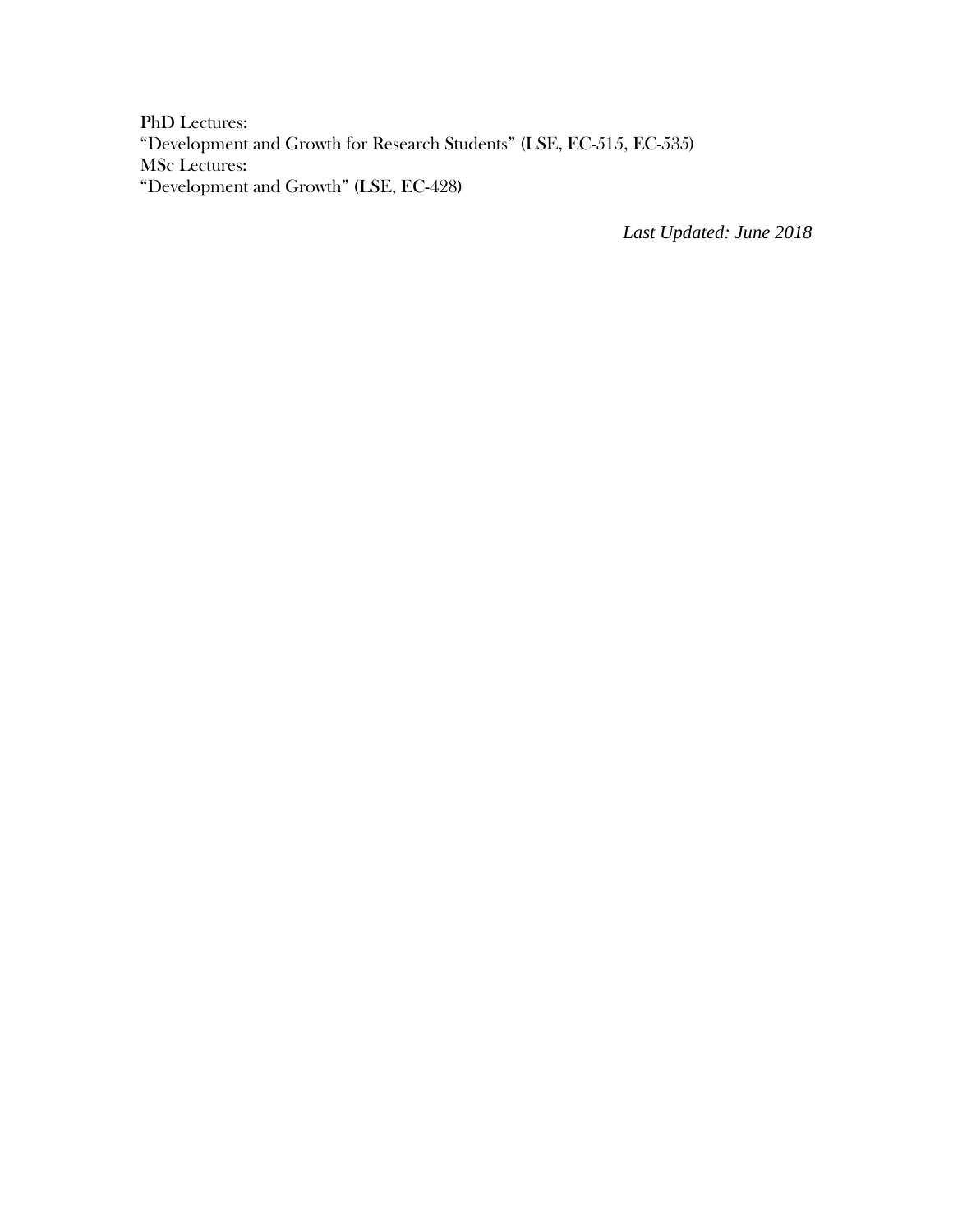PhD Lectures:
"Development and Growth for Research Students" (LSE, EC-515, EC-535)
MSc Lectures:
"Development and Growth" (LSE, EC-428)

*Last Updated: June 2018*